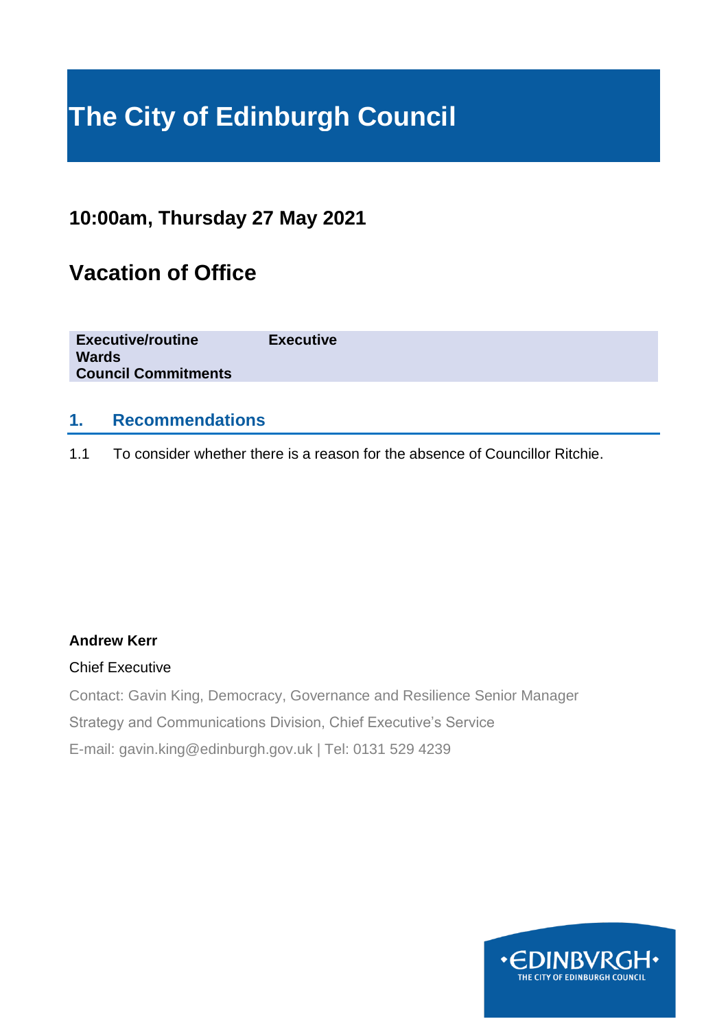# The City of Edinburgh Council

## 10:00am, Thursday 27 May 2021

## Vacation of Office

| | |
|---|---|
| **Executive/routine** | **Executive** |
| **Wards** | |
| **Council Commitments** | |

### 1. Recommendations

1.1 To consider whether there is a reason for the absence of Councillor Ritchie.

**Andrew Kerr**

Chief Executive

Contact: Gavin King, Democracy, Governance and Resilience Senior Manager

Strategy and Communications Division, Chief Executive's Service

E-mail: gavin.king@edinburgh.gov.uk | Tel: 0131 529 4239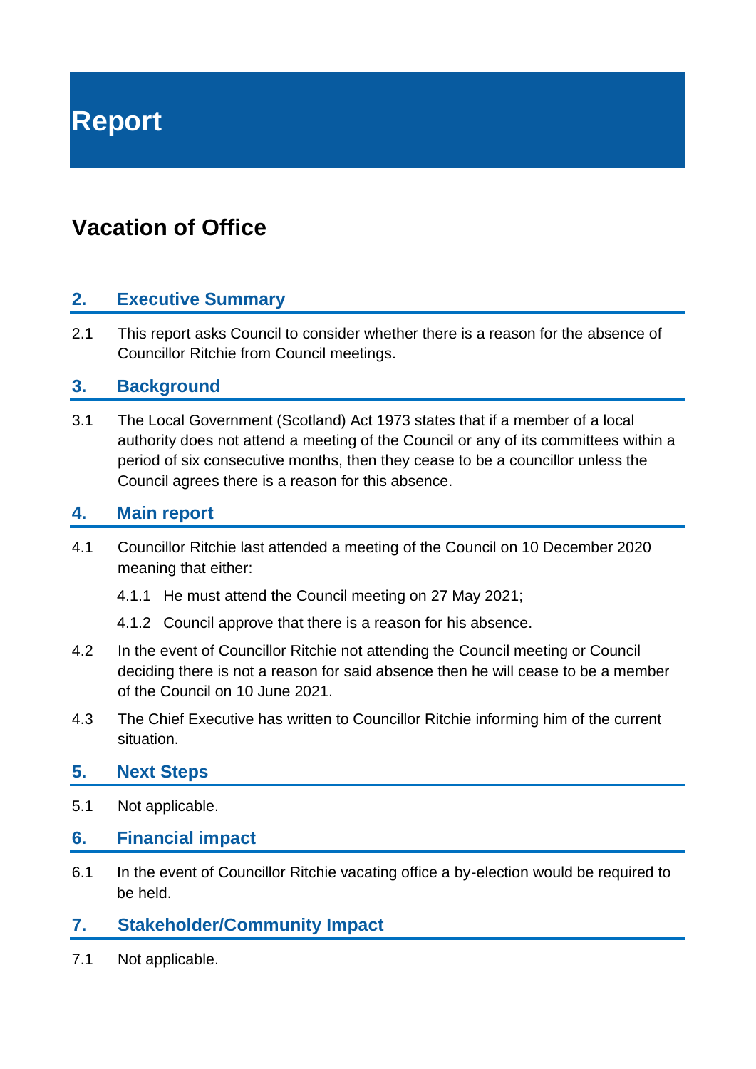# Report

## Vacation of Office

### 2. Executive Summary

2.1 This report asks Council to consider whether there is a reason for the absence of Councillor Ritchie from Council meetings.

### 3. Background

3.1 The Local Government (Scotland) Act 1973 states that if a member of a local authority does not attend a meeting of the Council or any of its committees within a period of six consecutive months, then they cease to be a councillor unless the Council agrees there is a reason for this absence.

### 4. Main report

4.1 Councillor Ritchie last attended a meeting of the Council on 10 December 2020 meaning that either:

4.1.1 He must attend the Council meeting on 27 May 2021;

4.1.2 Council approve that there is a reason for his absence.

4.2 In the event of Councillor Ritchie not attending the Council meeting or Council deciding there is not a reason for said absence then he will cease to be a member of the Council on 10 June 2021.

4.3 The Chief Executive has written to Councillor Ritchie informing him of the current situation.

### 5. Next Steps

5.1 Not applicable.

### 6. Financial impact

6.1 In the event of Councillor Ritchie vacating office a by-election would be required to be held.

### 7. Stakeholder/Community Impact

7.1 Not applicable.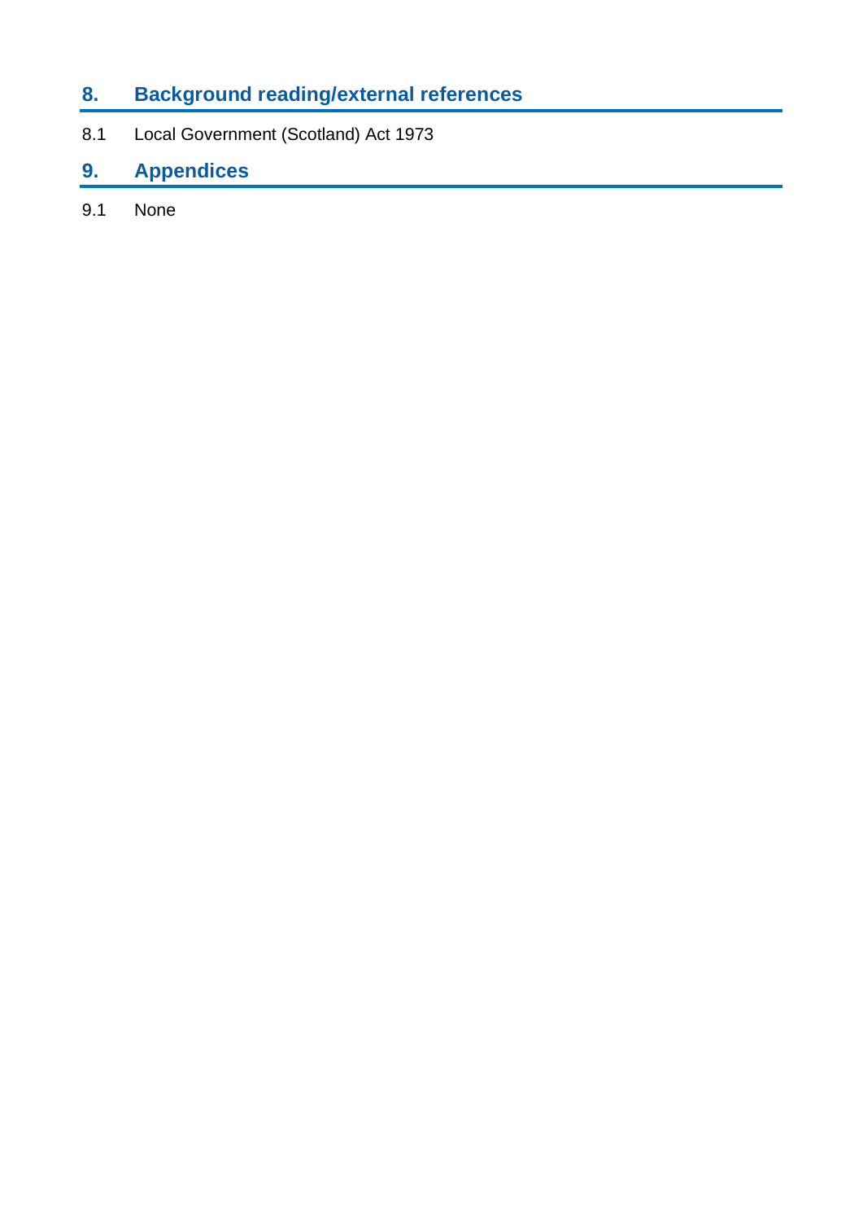## 8. Background reading/external references

8.1 Local Government (Scotland) Act 1973

## 9. Appendices

9.1 None